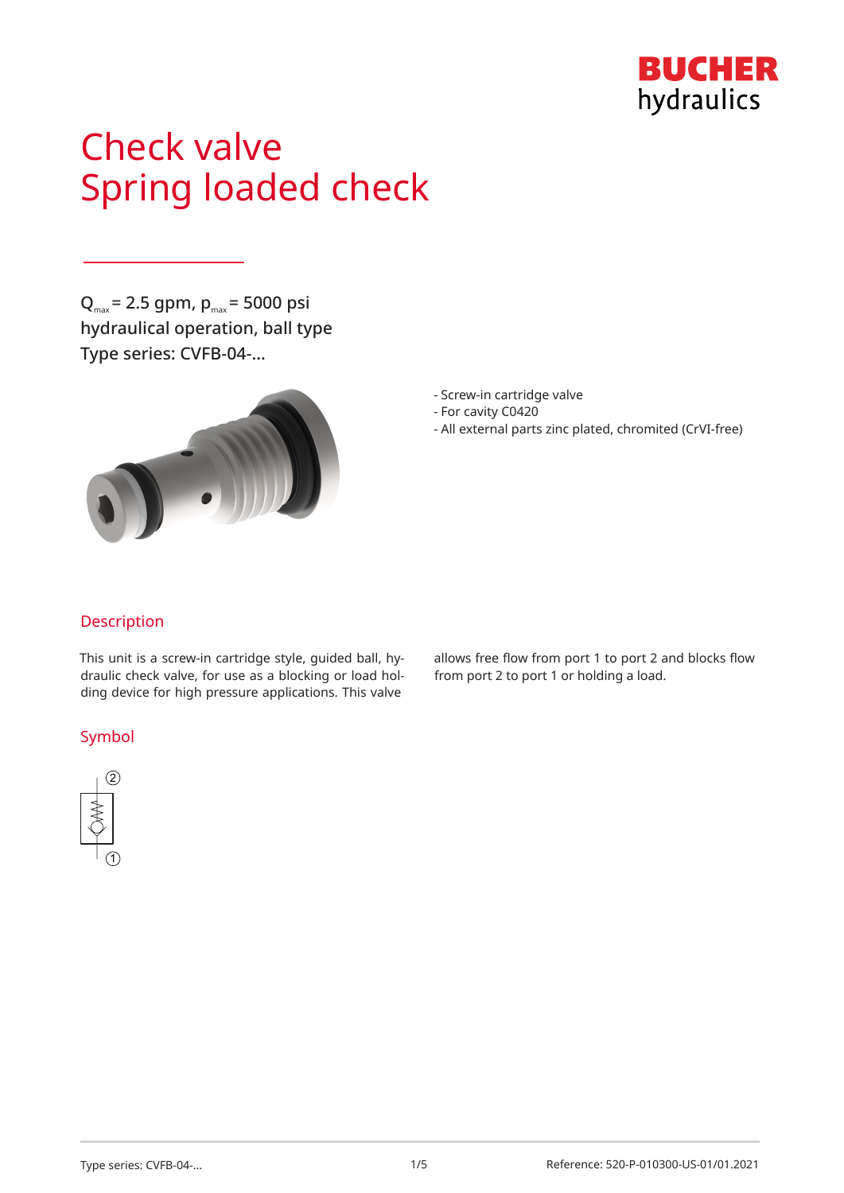BUCHER hydraulics

# Check valve
# Spring loaded check

$Q_{max}$ = 2.5 gpm, $p_{max}$ = 5000 psi
hydraulical operation, ball type
Type series: CVFB-04-...

- Screw-in cartridge valve
- For cavity C0420
- All external parts zinc plated, chromited (CrVI-free)

## Description

This unit is a screw-in cartridge style, guided ball, hydraulic check valve, for use as a blocking or load holding device for high pressure applications. This valve allows free flow from port 1 to port 2 and blocks flow from port 2 to port 1 or holding a load.

## Symbol

②

①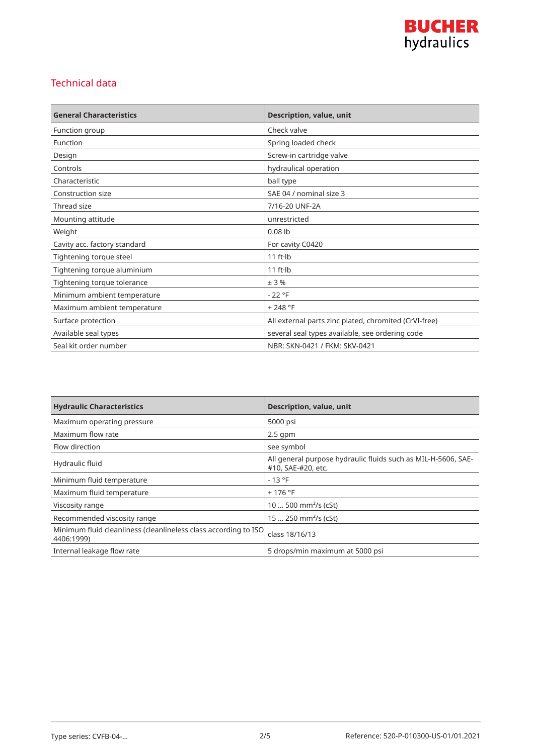## Technical data

| General Characteristics | Description, value, unit |
| --- | --- |
| Function group | Check valve |
| Function | Spring loaded check |
| Design | Screw-in cartridge valve |
| Controls | hydraulical operation |
| Characteristic | ball type |
| Construction size | SAE 04 / nominal size 3 |
| Thread size | 7/16-20 UNF-2A |
| Mounting attitude | unrestricted |
| Weight | 0.08 lb |
| Cavity acc. factory standard | For cavity C0420 |
| Tightening torque steel | 11 ft·lb |
| Tightening torque aluminium | 11 ft·lb |
| Tightening torque tolerance | ± 3 % |
| Minimum ambient temperature | - 22 °F |
| Maximum ambient temperature | + 248 °F |
| Surface protection | All external parts zinc plated, chromited (CrVI-free) |
| Available seal types | several seal types available, see ordering code |
| Seal kit order number | NBR: SKN-0421 / FKM: SKV-0421 |

| Hydraulic Characteristics | Description, value, unit |
| --- | --- |
| Maximum operating pressure | 5000 psi |
| Maximum flow rate | 2.5 gpm |
| Flow direction | see symbol |
| Hydraulic fluid | All general purpose hydraulic fluids such as MIL-H-5606, SAE-#10, SAE-#20, etc. |
| Minimum fluid temperature | - 13 °F |
| Maximum fluid temperature | + 176 °F |
| Viscosity range | 10 ... 500 mm²/s (cSt) |
| Recommended viscosity range | 15 ... 250 mm²/s (cSt) |
| Minimum fluid cleanliness (cleanlineless class according to ISO 4406:1999) | class 18/16/13 |
| Internal leakage flow rate | 5 drops/min maximum at 5000 psi |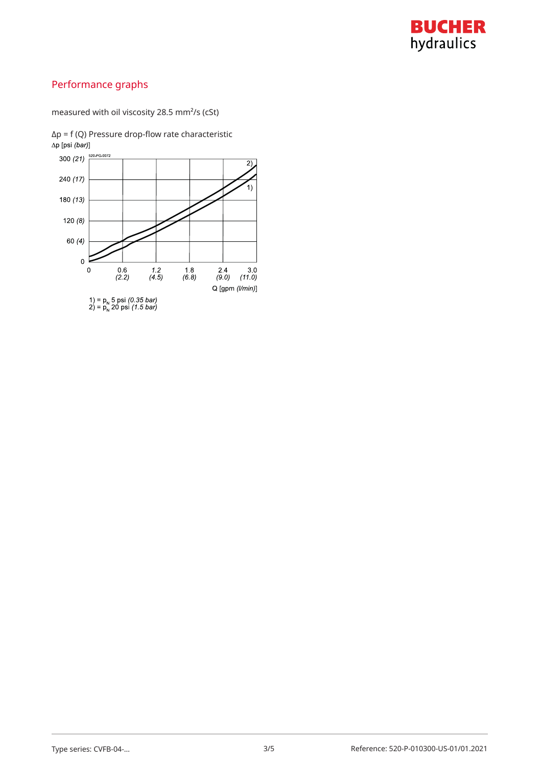## Performance graphs

measured with oil viscosity 28.5 mm²/s (cSt)

Δp = f (Q) Pressure drop-flow rate characteristic

Δp [psi *(bar)*]

520-PG-0072

300 *(21)*
240 *(17)*
180 *(13)*
120 *(8)*
60 *(4)*
0

0 | 0.6 *(2.2)* | 1.2 *(4.5)* | 1.8 *(6.8)* | 2.4 *(9.0)* | 3.0 *(11.0)*

Q [gpm *(l/min)*]

1) = $p_N$ 5 psi *(0.35 bar)*
2) = $p_N$ 20 psi *(1.5 bar)*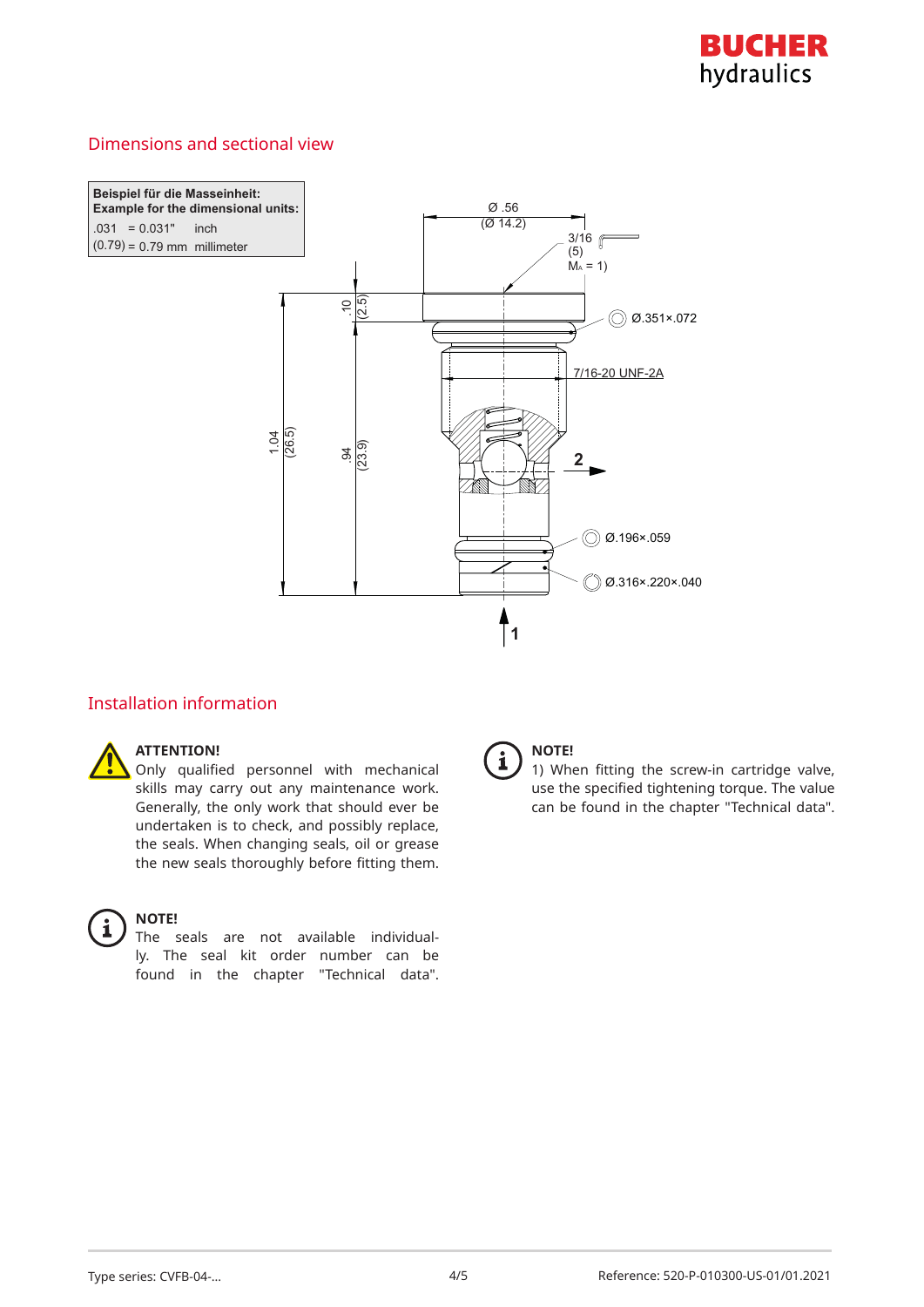## Dimensions and sectional view

| Beispiel für die Masseinheit: Example for the dimensional units: | |
|---|---|
| .031 = 0.031" | inch |
| (0.79) = 0.79 mm | millimeter |

Ø .56 (Ø 14.2)

3/16 (5) $M_A$ = 1)

Ø.351×.072

7/16-20 UNF-2A

.10 (2.5)

1.04 (26.5)

.94 (23.9)

2

Ø.196×.059

Ø.316×.220×.040

1

## Installation information

**ATTENTION!**
Only qualified personnel with mechanical skills may carry out any maintenance work. Generally, the only work that should ever be undertaken is to check, and possibly replace, the seals. When changing seals, oil or grease the new seals thoroughly before fitting them.

**NOTE!**
The seals are not available individually. The seal kit order number can be found in the chapter "Technical data".

**NOTE!**
1) When fitting the screw-in cartridge valve, use the specified tightening torque. The value can be found in the chapter "Technical data".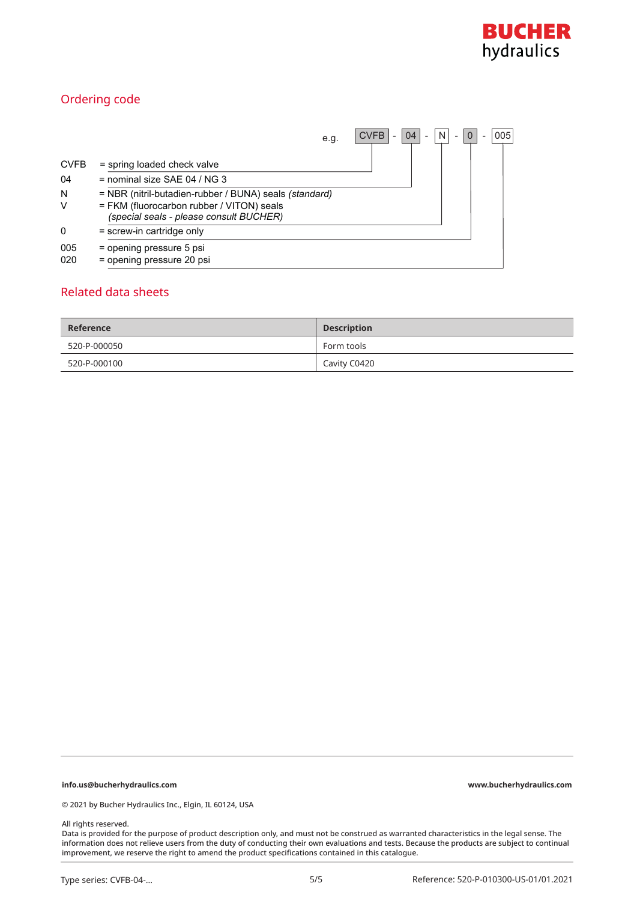## Ordering code

e.g. CVFB - 04 - N - 0 - 005

CVFB = spring loaded check valve

04 = nominal size SAE 04 / NG 3

N = NBR (nitril-butadien-rubber / BUNA) seals *(standard)*

V = FKM (fluorocarbon rubber / VITON) seals *(special seals - please consult BUCHER)*

0 = screw-in cartridge only

005 = opening pressure 5 psi

020 = opening pressure 20 psi

## Related data sheets

| Reference | Description |
|---|---|
| 520-P-000050 | Form tools |
| 520-P-000100 | Cavity C0420 |

**info.us@bucherhydraulics.com** **www.bucherhydraulics.com**

© 2021 by Bucher Hydraulics Inc., Elgin, IL 60124, USA

All rights reserved.
Data is provided for the purpose of product description only, and must not be construed as warranted characteristics in the legal sense. The information does not relieve users from the duty of conducting their own evaluations and tests. Because the products are subject to continual improvement, we reserve the right to amend the product specifications contained in this catalogue.

Type series: CVFB-04-... Reference: 520-P-010300-US-01/01.2021